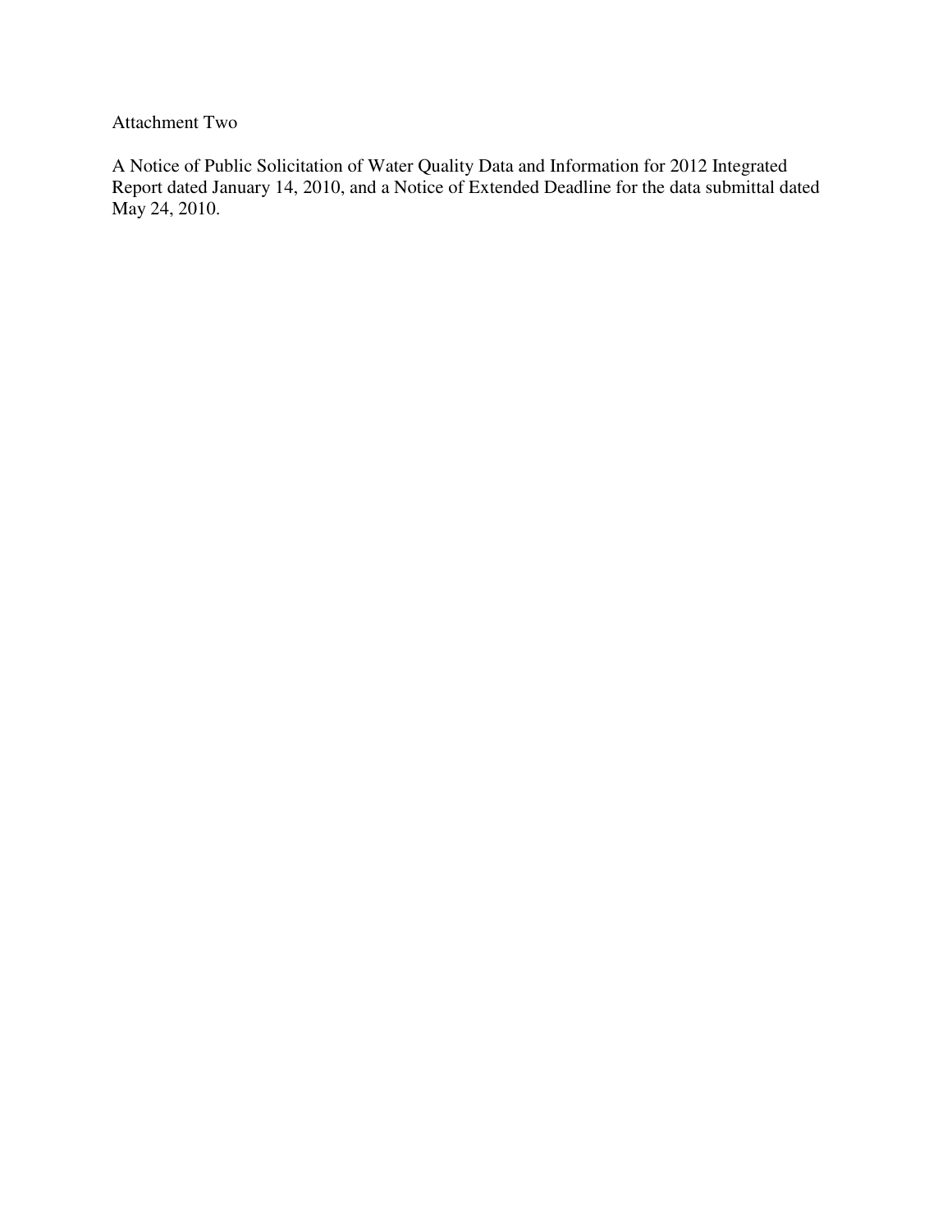Attachment Two

A Notice of Public Solicitation of Water Quality Data and Information for 2012 Integrated Report dated January 14, 2010, and a Notice of Extended Deadline for the data submittal dated May 24, 2010.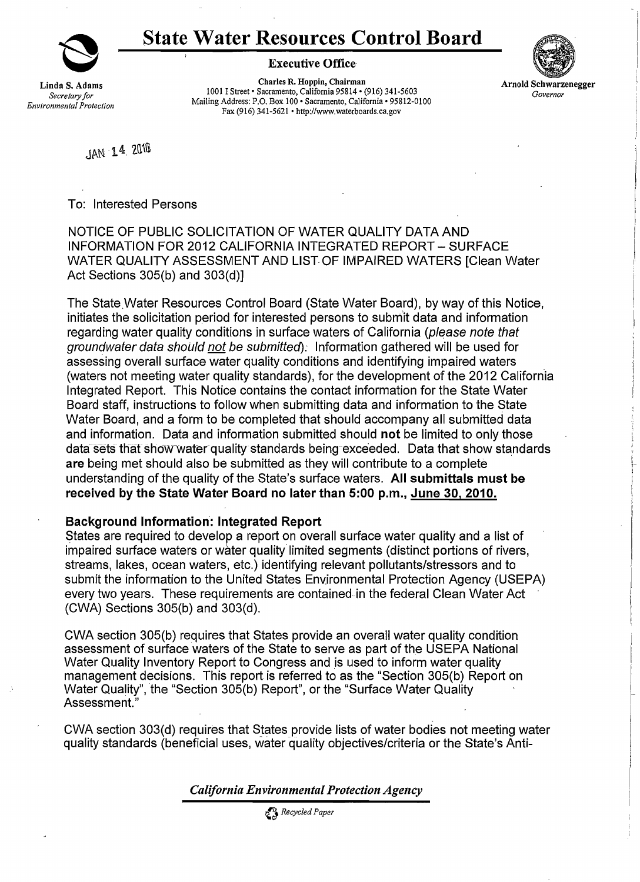# State Water Resources Control Board

**Executive Office**

Linda S. Adams
*Secretary for Environmental Protection*

**Charles R. Hoppin, Chairman**
1001 I Street • Sacramento, California 95814 • (916) 341-5603
Mailing Address: P.O. Box 100 • Sacramento, California • 95812-0100
Fax (916) 341-5621 • http://www.waterboards.ca.gov

Arnold Schwarzenegger
*Governor*

JAN 14 2010

To: Interested Persons

NOTICE OF PUBLIC SOLICITATION OF WATER QUALITY DATA AND INFORMATION FOR 2012 CALIFORNIA INTEGRATED REPORT – SURFACE WATER QUALITY ASSESSMENT AND LIST OF IMPAIRED WATERS [Clean Water Act Sections 305(b) and 303(d)]

The State Water Resources Control Board (State Water Board), by way of this Notice, initiates the solicitation period for interested persons to submit data and information regarding water quality conditions in surface waters of California (*please note that groundwater data should not be submitted*). Information gathered will be used for assessing overall surface water quality conditions and identifying impaired waters (waters not meeting water quality standards), for the development of the 2012 California Integrated Report. This Notice contains the contact information for the State Water Board staff, instructions to follow when submitting data and information to the State Water Board, and a form to be completed that should accompany all submitted data and information. Data and information submitted should **not** be limited to only those data sets that show water quality standards being exceeded. Data that show standards **are** being met should also be submitted as they will contribute to a complete understanding of the quality of the State's surface waters. **All submittals must be received by the State Water Board no later than 5:00 p.m., June 30, 2010.**

**Background Information: Integrated Report**

States are required to develop a report on overall surface water quality and a list of impaired surface waters or water quality limited segments (distinct portions of rivers, streams, lakes, ocean waters, etc.) identifying relevant pollutants/stressors and to submit the information to the United States Environmental Protection Agency (USEPA) every two years. These requirements are contained in the federal Clean Water Act (CWA) Sections 305(b) and 303(d).

CWA section 305(b) requires that States provide an overall water quality condition assessment of surface waters of the State to serve as part of the USEPA National Water Quality Inventory Report to Congress and is used to inform water quality management decisions. This report is referred to as the "Section 305(b) Report on Water Quality", the "Section 305(b) Report", or the "Surface Water Quality Assessment."

CWA section 303(d) requires that States provide lists of water bodies not meeting water quality standards (beneficial uses, water quality objectives/criteria or the State's Anti-

*California Environmental Protection Agency*

Recycled Paper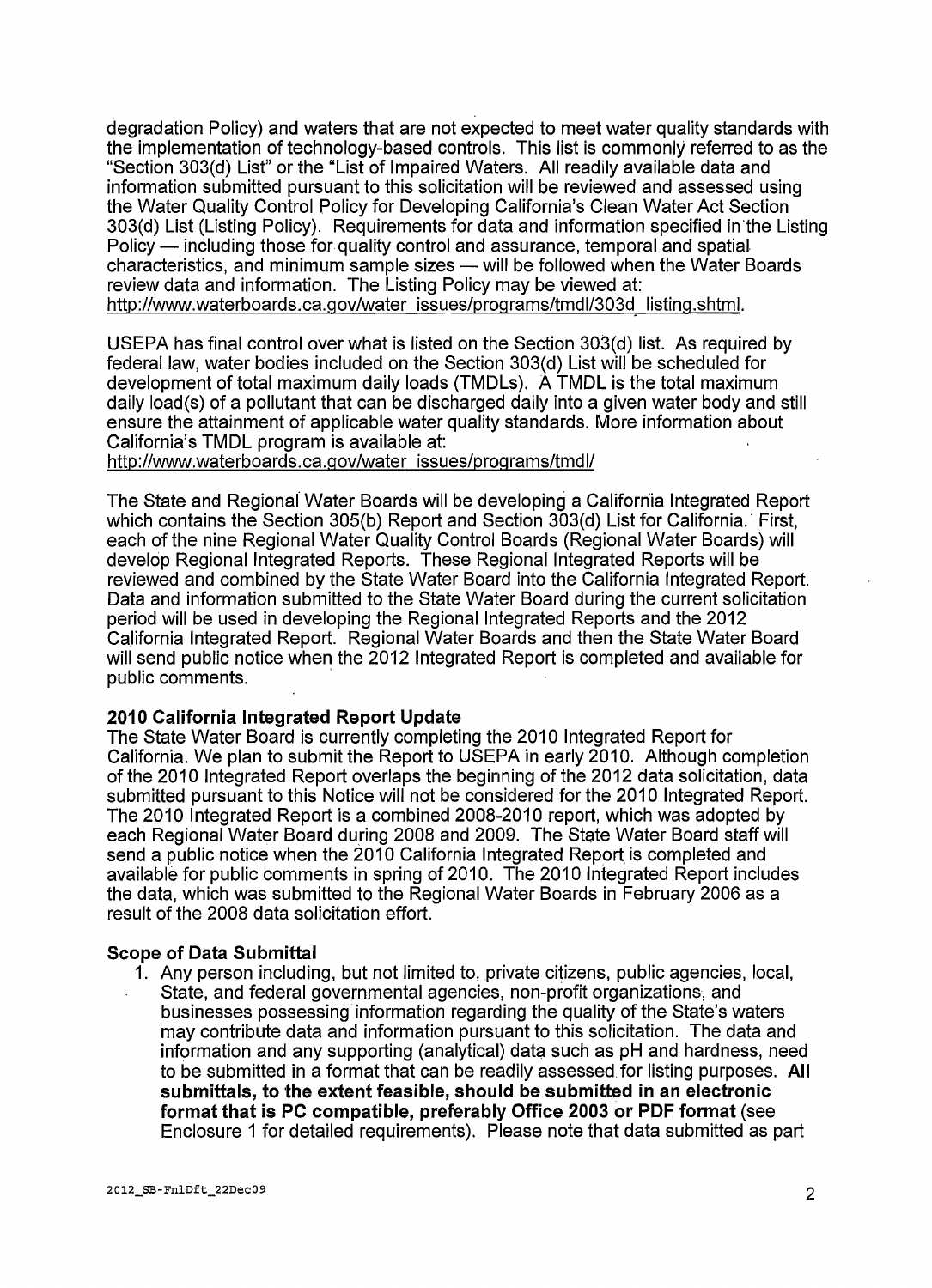degradation Policy) and waters that are not expected to meet water quality standards with the implementation of technology-based controls. This list is commonly referred to as the "Section 303(d) List" or the "List of Impaired Waters. All readily available data and information submitted pursuant to this solicitation will be reviewed and assessed using the Water Quality Control Policy for Developing California's Clean Water Act Section 303(d) List (Listing Policy). Requirements for data and information specified in the Listing Policy — including those for quality control and assurance, temporal and spatial characteristics, and minimum sample sizes — will be followed when the Water Boards review data and information. The Listing Policy may be viewed at: http://www.waterboards.ca.gov/water_issues/programs/tmdl/303d_listing.shtml.

USEPA has final control over what is listed on the Section 303(d) list. As required by federal law, water bodies included on the Section 303(d) List will be scheduled for development of total maximum daily loads (TMDLs). A TMDL is the total maximum daily load(s) of a pollutant that can be discharged daily into a given water body and still ensure the attainment of applicable water quality standards. More information about California's TMDL program is available at:
http://www.waterboards.ca.gov/water_issues/programs/tmdl/

The State and Regional Water Boards will be developing a California Integrated Report which contains the Section 305(b) Report and Section 303(d) List for California. First, each of the nine Regional Water Quality Control Boards (Regional Water Boards) will develop Regional Integrated Reports. These Regional Integrated Reports will be reviewed and combined by the State Water Board into the California Integrated Report. Data and information submitted to the State Water Board during the current solicitation period will be used in developing the Regional Integrated Reports and the 2012 California Integrated Report. Regional Water Boards and then the State Water Board will send public notice when the 2012 Integrated Report is completed and available for public comments.

**2010 California Integrated Report Update**
The State Water Board is currently completing the 2010 Integrated Report for California. We plan to submit the Report to USEPA in early 2010. Although completion of the 2010 Integrated Report overlaps the beginning of the 2012 data solicitation, data submitted pursuant to this Notice will not be considered for the 2010 Integrated Report. The 2010 Integrated Report is a combined 2008-2010 report, which was adopted by each Regional Water Board during 2008 and 2009. The State Water Board staff will send a public notice when the 2010 California Integrated Report is completed and available for public comments in spring of 2010. The 2010 Integrated Report includes the data, which was submitted to the Regional Water Boards in February 2006 as a result of the 2008 data solicitation effort.

**Scope of Data Submittal**

1. Any person including, but not limited to, private citizens, public agencies, local, State, and federal governmental agencies, non-profit organizations, and businesses possessing information regarding the quality of the State's waters may contribute data and information pursuant to this solicitation. The data and information and any supporting (analytical) data such as pH and hardness, need to be submitted in a format that can be readily assessed for listing purposes. **All submittals, to the extent feasible, should be submitted in an electronic format that is PC compatible, preferably Office 2003 or PDF format** (see Enclosure 1 for detailed requirements). Please note that data submitted as part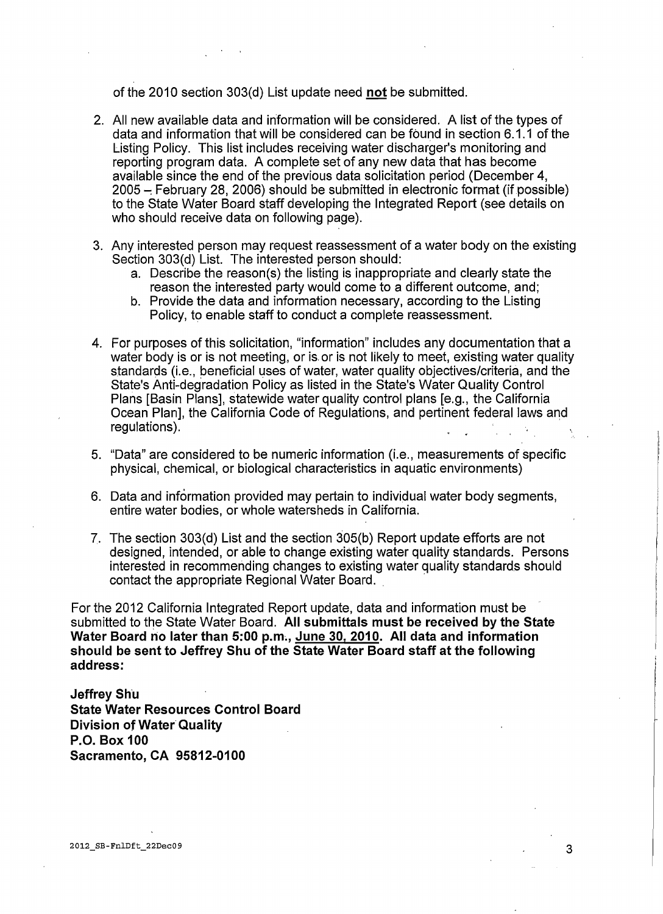of the 2010 section 303(d) List update need **not** be submitted.

2. All new available data and information will be considered. A list of the types of data and information that will be considered can be found in section 6.1.1 of the Listing Policy. This list includes receiving water discharger's monitoring and reporting program data. A complete set of any new data that has become available since the end of the previous data solicitation period (December 4, 2005 – February 28, 2006) should be submitted in electronic format (if possible) to the State Water Board staff developing the Integrated Report (see details on who should receive data on following page).

3. Any interested person may request reassessment of a water body on the existing Section 303(d) List. The interested person should:
   a. Describe the reason(s) the listing is inappropriate and clearly state the reason the interested party would come to a different outcome, and;
   b. Provide the data and information necessary, according to the Listing Policy, to enable staff to conduct a complete reassessment.

4. For purposes of this solicitation, "information" includes any documentation that a water body is or is not meeting, or is or is not likely to meet, existing water quality standards (i.e., beneficial uses of water, water quality objectives/criteria, and the State's Anti-degradation Policy as listed in the State's Water Quality Control Plans [Basin Plans], statewide water quality control plans [e.g., the California Ocean Plan], the California Code of Regulations, and pertinent federal laws and regulations).

5. "Data" are considered to be numeric information (i.e., measurements of specific physical, chemical, or biological characteristics in aquatic environments)

6. Data and information provided may pertain to individual water body segments, entire water bodies, or whole watersheds in California.

7. The section 303(d) List and the section 305(b) Report update efforts are not designed, intended, or able to change existing water quality standards. Persons interested in recommending changes to existing water quality standards should contact the appropriate Regional Water Board.

For the 2012 California Integrated Report update, data and information must be submitted to the State Water Board. **All submittals must be received by the State Water Board no later than 5:00 p.m., June 30, 2010. All data and information should be sent to Jeffrey Shu of the State Water Board staff at the following address:**

**Jeffrey Shu**
**State Water Resources Control Board**
**Division of Water Quality**
**P.O. Box 100**
**Sacramento, CA 95812-0100**

2012_SB-FnlDft_22Dec09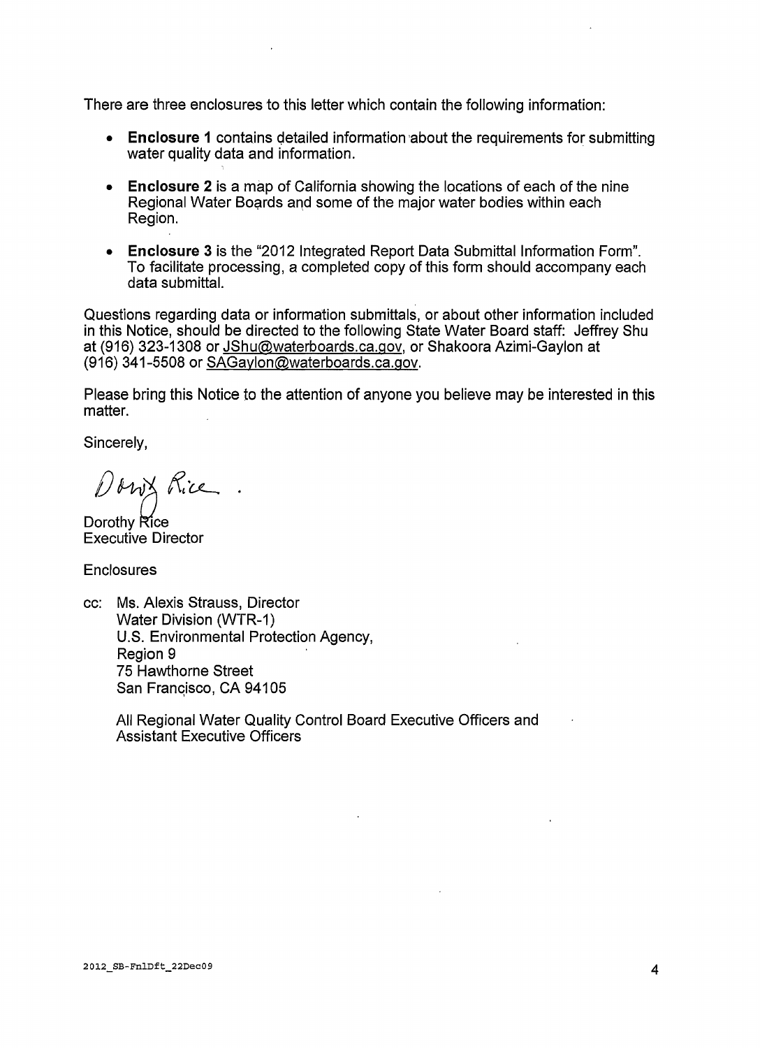There are three enclosures to this letter which contain the following information:

- **Enclosure 1** contains detailed information about the requirements for submitting water quality data and information.
- **Enclosure 2** is a map of California showing the locations of each of the nine Regional Water Boards and some of the major water bodies within each Region.
- **Enclosure 3** is the "2012 Integrated Report Data Submittal Information Form". To facilitate processing, a completed copy of this form should accompany each data submittal.

Questions regarding data or information submittals, or about other information included in this Notice, should be directed to the following State Water Board staff: Jeffrey Shu at (916) 323-1308 or JShu@waterboards.ca.gov, or Shakoora Azimi-Gaylon at (916) 341-5508 or SAGaylon@waterboards.ca.gov.

Please bring this Notice to the attention of anyone you believe may be interested in this matter.

Sincerely,

Dorothy Rice
Executive Director

Enclosures

cc: Ms. Alexis Strauss, Director
Water Division (WTR-1)
U.S. Environmental Protection Agency,
Region 9
75 Hawthorne Street
San Francisco, CA 94105

All Regional Water Quality Control Board Executive Officers and Assistant Executive Officers

2012_SB-FnlDft_22Dec09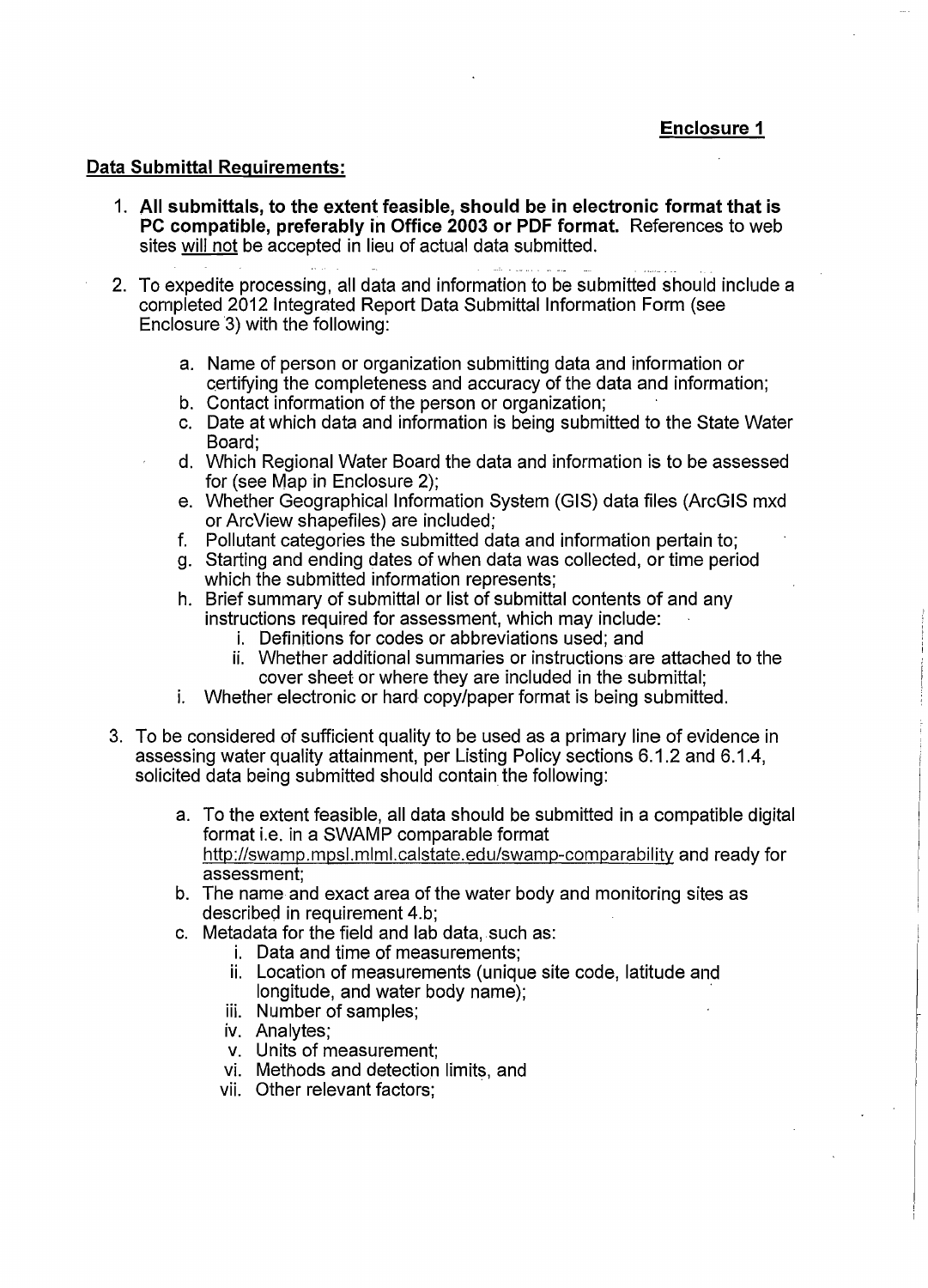**Enclosure 1**

**Data Submittal Requirements:**

1. **All submittals, to the extent feasible, should be in electronic format that is PC compatible, preferably in Office 2003 or PDF format.** References to web sites will not be accepted in lieu of actual data submitted.

2. To expedite processing, all data and information to be submitted should include a completed 2012 Integrated Report Data Submittal Information Form (see Enclosure 3) with the following:

   a. Name of person or organization submitting data and information or certifying the completeness and accuracy of the data and information;
   b. Contact information of the person or organization;
   c. Date at which data and information is being submitted to the State Water Board;
   d. Which Regional Water Board the data and information is to be assessed for (see Map in Enclosure 2);
   e. Whether Geographical Information System (GIS) data files (ArcGIS mxd or ArcView shapefiles) are included;
   f. Pollutant categories the submitted data and information pertain to;
   g. Starting and ending dates of when data was collected, or time period which the submitted information represents;
   h. Brief summary of submittal or list of submittal contents of and any instructions required for assessment, which may include:
      i. Definitions for codes or abbreviations used; and
      ii. Whether additional summaries or instructions are attached to the cover sheet or where they are included in the submittal;
   i. Whether electronic or hard copy/paper format is being submitted.

3. To be considered of sufficient quality to be used as a primary line of evidence in assessing water quality attainment, per Listing Policy sections 6.1.2 and 6.1.4, solicited data being submitted should contain the following:

   a. To the extent feasible, all data should be submitted in a compatible digital format i.e. in a SWAMP comparable format http://swamp.mpsl.mlml.calstate.edu/swamp-comparability and ready for assessment;
   b. The name and exact area of the water body and monitoring sites as described in requirement 4.b;
   c. Metadata for the field and lab data, such as:
      i. Data and time of measurements;
      ii. Location of measurements (unique site code, latitude and longitude, and water body name);
      iii. Number of samples;
      iv. Analytes;
      v. Units of measurement;
      vi. Methods and detection limits, and
      vii. Other relevant factors;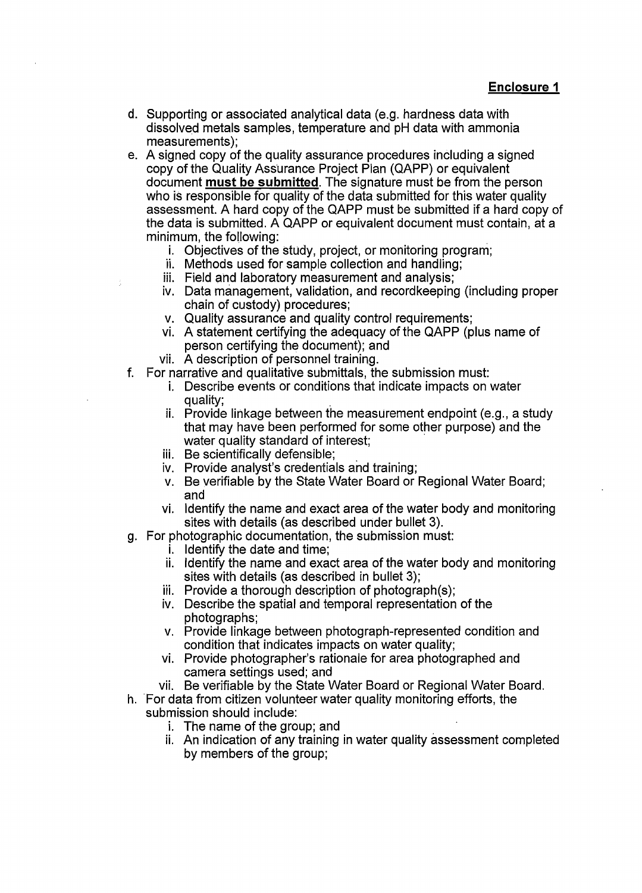**Enclosure 1**

d. Supporting or associated analytical data (e.g. hardness data with dissolved metals samples, temperature and pH data with ammonia measurements);
e. A signed copy of the quality assurance procedures including a signed copy of the Quality Assurance Project Plan (QAPP) or equivalent document **must be submitted**. The signature must be from the person who is responsible for quality of the data submitted for this water quality assessment. A hard copy of the QAPP must be submitted if a hard copy of the data is submitted. A QAPP or equivalent document must contain, at a minimum, the following:
    i. Objectives of the study, project, or monitoring program;
    ii. Methods used for sample collection and handling;
    iii. Field and laboratory measurement and analysis;
    iv. Data management, validation, and recordkeeping (including proper chain of custody) procedures;
    v. Quality assurance and quality control requirements;
    vi. A statement certifying the adequacy of the QAPP (plus name of person certifying the document); and
    vii. A description of personnel training.
f. For narrative and qualitative submittals, the submission must:
    i. Describe events or conditions that indicate impacts on water quality;
    ii. Provide linkage between the measurement endpoint (e.g., a study that may have been performed for some other purpose) and the water quality standard of interest;
    iii. Be scientifically defensible;
    iv. Provide analyst's credentials and training;
    v. Be verifiable by the State Water Board or Regional Water Board; and
    vi. Identify the name and exact area of the water body and monitoring sites with details (as described under bullet 3).
g. For photographic documentation, the submission must:
    i. Identify the date and time;
    ii. Identify the name and exact area of the water body and monitoring sites with details (as described in bullet 3);
    iii. Provide a thorough description of photograph(s);
    iv. Describe the spatial and temporal representation of the photographs;
    v. Provide linkage between photograph-represented condition and condition that indicates impacts on water quality;
    vi. Provide photographer's rationale for area photographed and camera settings used; and
    vii. Be verifiable by the State Water Board or Regional Water Board.
h. For data from citizen volunteer water quality monitoring efforts, the submission should include:
    i. The name of the group; and
    ii. An indication of any training in water quality assessment completed by members of the group;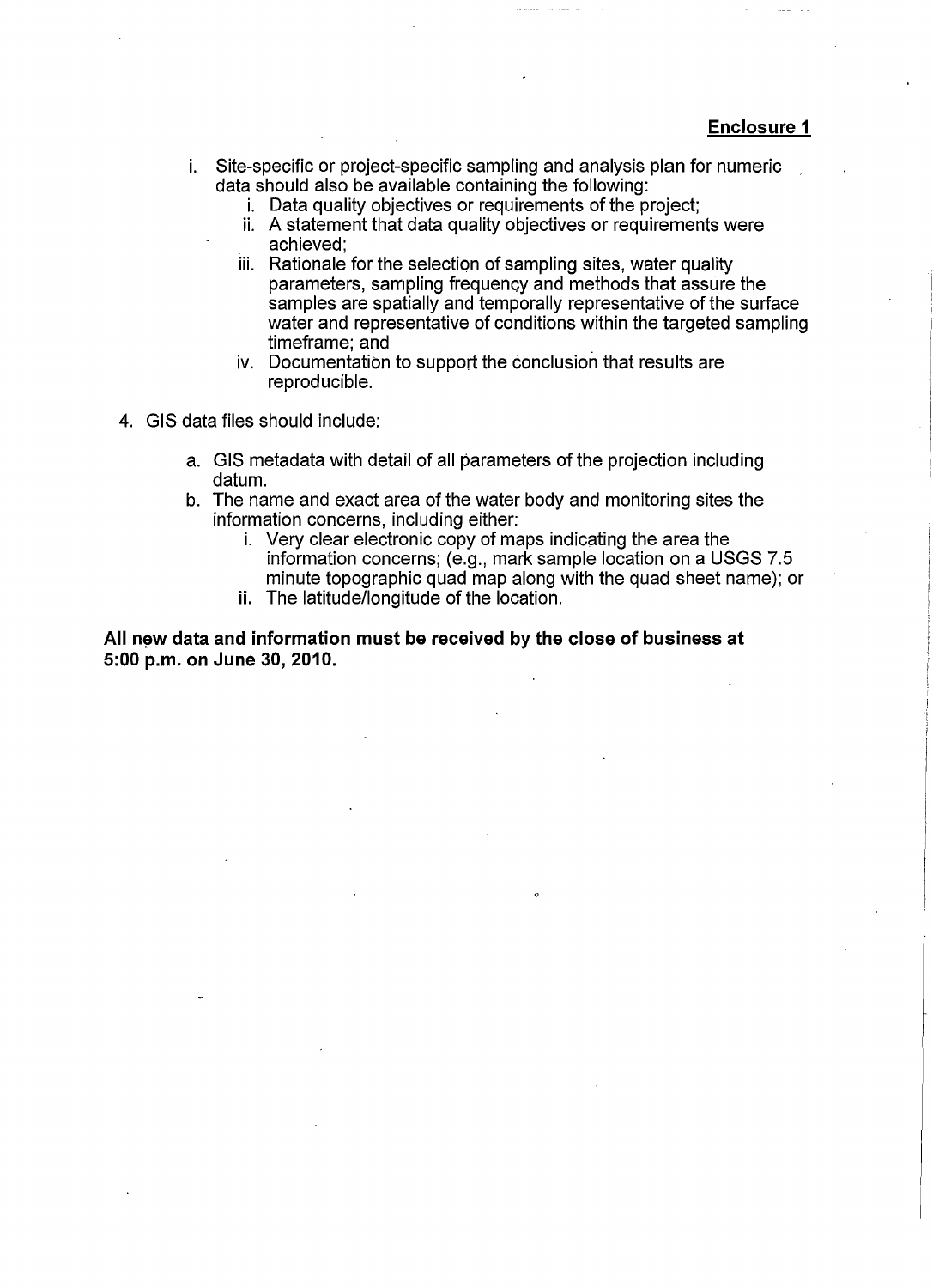**Enclosure 1**

i. Site-specific or project-specific sampling and analysis plan for numeric data should also be available containing the following:
   i. Data quality objectives or requirements of the project;
   ii. A statement that data quality objectives or requirements were achieved;
   iii. Rationale for the selection of sampling sites, water quality parameters, sampling frequency and methods that assure the samples are spatially and temporally representative of the surface water and representative of conditions within the targeted sampling timeframe; and
   iv. Documentation to support the conclusion that results are reproducible.

4. GIS data files should include:

   a. GIS metadata with detail of all parameters of the projection including datum.
   b. The name and exact area of the water body and monitoring sites the information concerns, including either:
      i. Very clear electronic copy of maps indicating the area the information concerns; (e.g., mark sample location on a USGS 7.5 minute topographic quad map along with the quad sheet name); or
      ii. The latitude/longitude of the location.

**All new data and information must be received by the close of business at 5:00 p.m. on June 30, 2010.**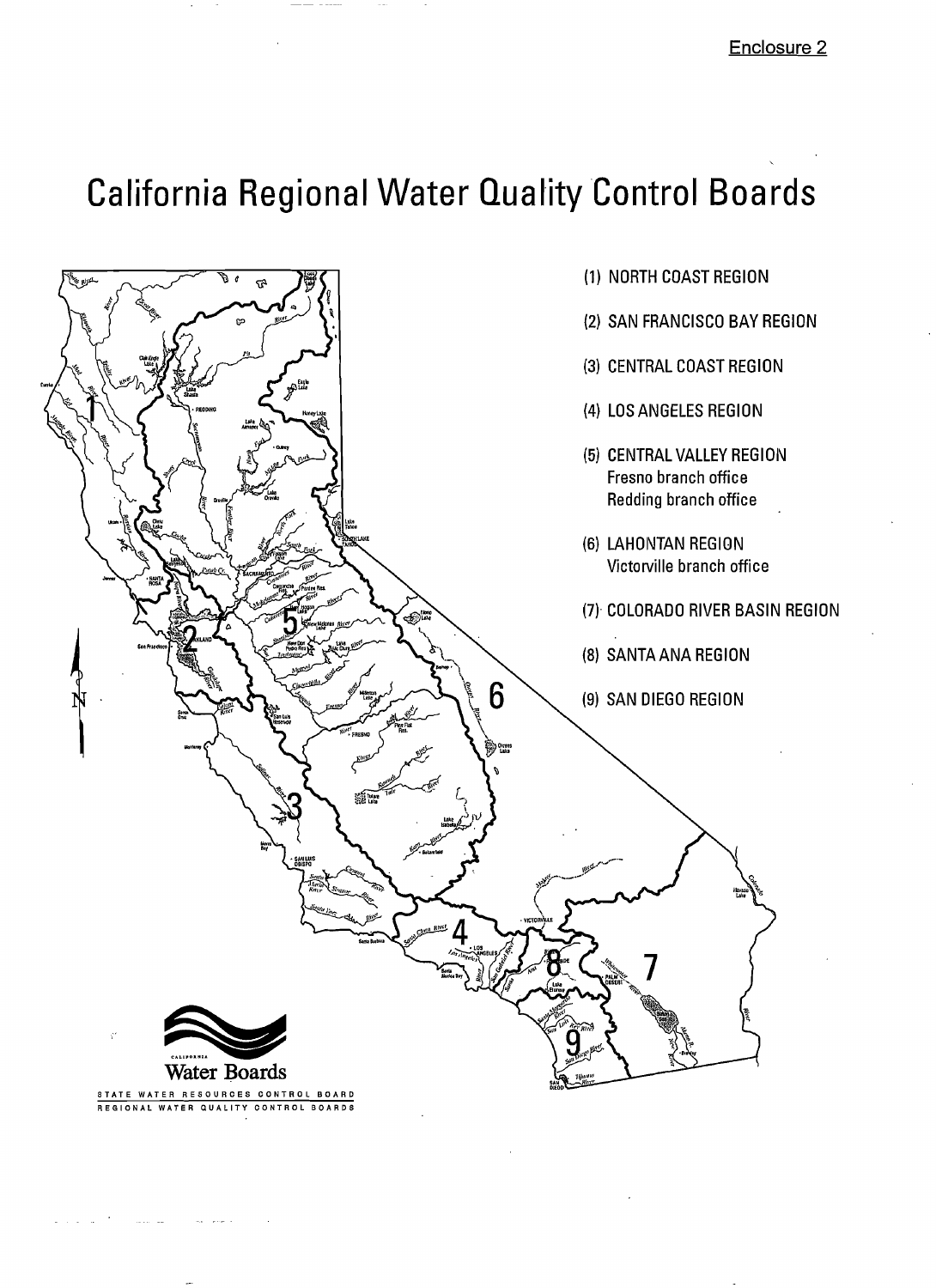Enclosure 2

# California Regional Water Quality Control Boards

(1) NORTH COAST REGION

(2) SAN FRANCISCO BAY REGION

(3) CENTRAL COAST REGION

(4) LOS ANGELES REGION

(5) CENTRAL VALLEY REGION
Fresno branch office
Redding branch office

(6) LAHONTAN REGION
Victorville branch office

(7) COLORADO RIVER BASIN REGION

(8) SANTA ANA REGION

(9) SAN DIEGO REGION

CALIFORNIA
Water Boards
STATE WATER RESOURCES CONTROL BOARD
REGIONAL WATER QUALITY CONTROL BOARDS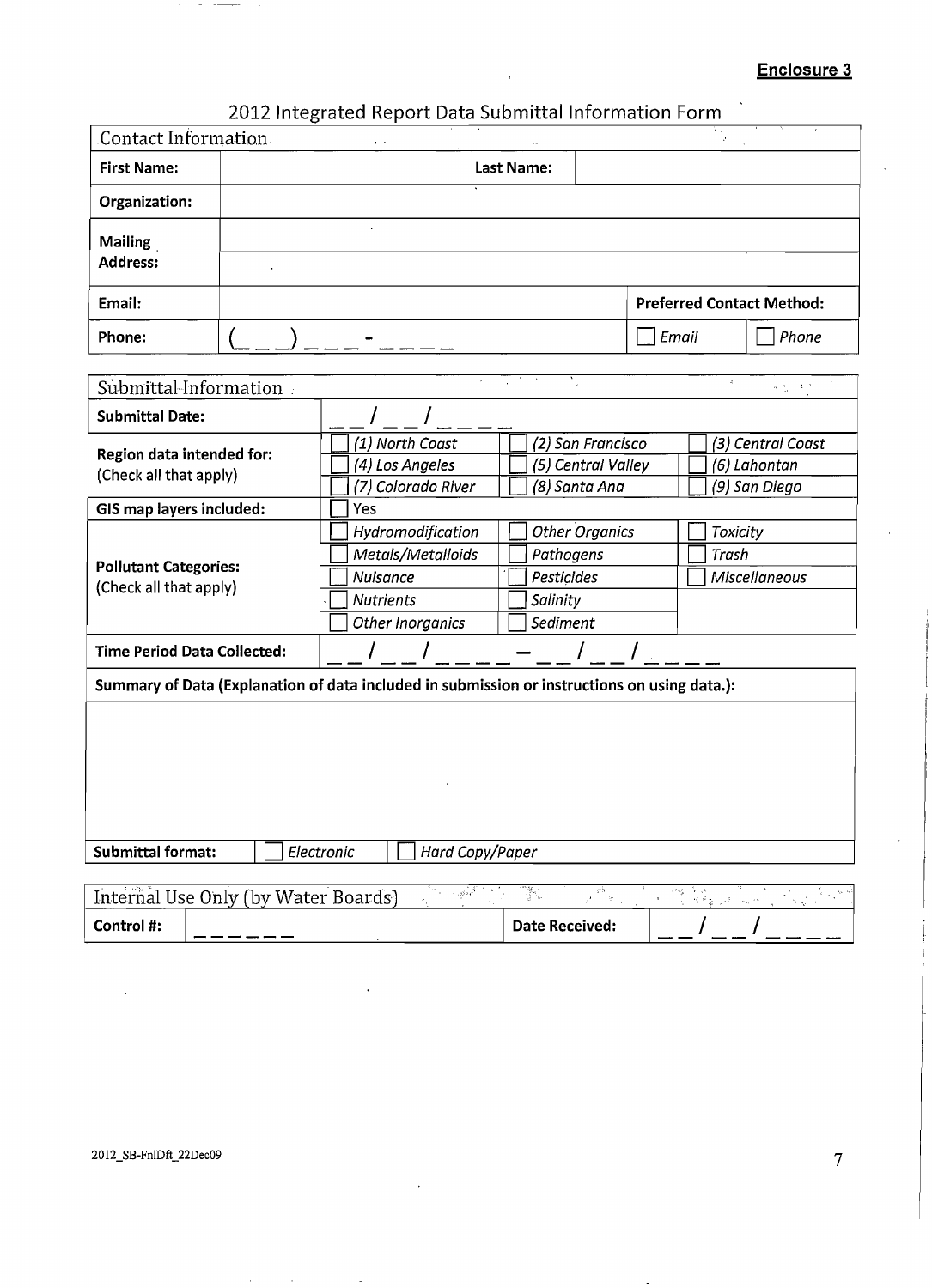**Enclosure 3**

# 2012 Integrated Report Data Submittal Information Form

| Contact Information | | | |
|---|---|---|---|
| **First Name:** | | **Last Name:** | |
| **Organization:** | | | |
| **Mailing Address:** | | | |
| **Email:** | | **Preferred Contact Method:** | |
| **Phone:** | (\_\_\_) \_\_\_ - \_\_\_\_ | ☐ *Email* | ☐ *Phone* |

| Submittal Information | | | |
|---|---|---|---|
| **Submittal Date:** | \_\_/\_\_/\_\_\_\_ | | |
| **Region data intended for:** (Check all that apply) | ☐ *(1) North Coast* | ☐ *(2) San Francisco* | ☐ *(3) Central Coast* |
| | ☐ *(4) Los Angeles* | ☐ *(5) Central Valley* | ☐ *(6) Lahontan* |
| | ☐ *(7) Colorado River* | ☐ *(8) Santa Ana* | ☐ *(9) San Diego* |
| **GIS map layers included:** | ☐ Yes | | |
| **Pollutant Categories:** (Check all that apply) | ☐ *Hydromodification* | ☐ *Other Organics* | ☐ *Toxicity* |
| | ☐ *Metals/Metalloids* | ☐ *Pathogens* | ☐ *Trash* |
| | ☐ *Nuisance* | ☐ *Pesticides* | ☐ *Miscellaneous* |
| | ☐ *Nutrients* | ☐ *Salinity* | |
| | ☐ *Other Inorganics* | ☐ *Sediment* | |
| **Time Period Data Collected:** | \_\_/\_\_/\_\_\_\_ – \_\_/\_\_/\_\_\_\_ | | |

**Summary of Data (Explanation of data included in submission or instructions on using data.):**

**Submittal format:** ☐ *Electronic* ☐ *Hard Copy/Paper*

| Internal Use Only (by Water Boards) | | | |
|---|---|---|---|
| **Control #:** | \_\_\_\_\_\_ | **Date Received:** | \_\_/\_\_/\_\_\_\_ |

2012_SB-FnlDft_22Dec09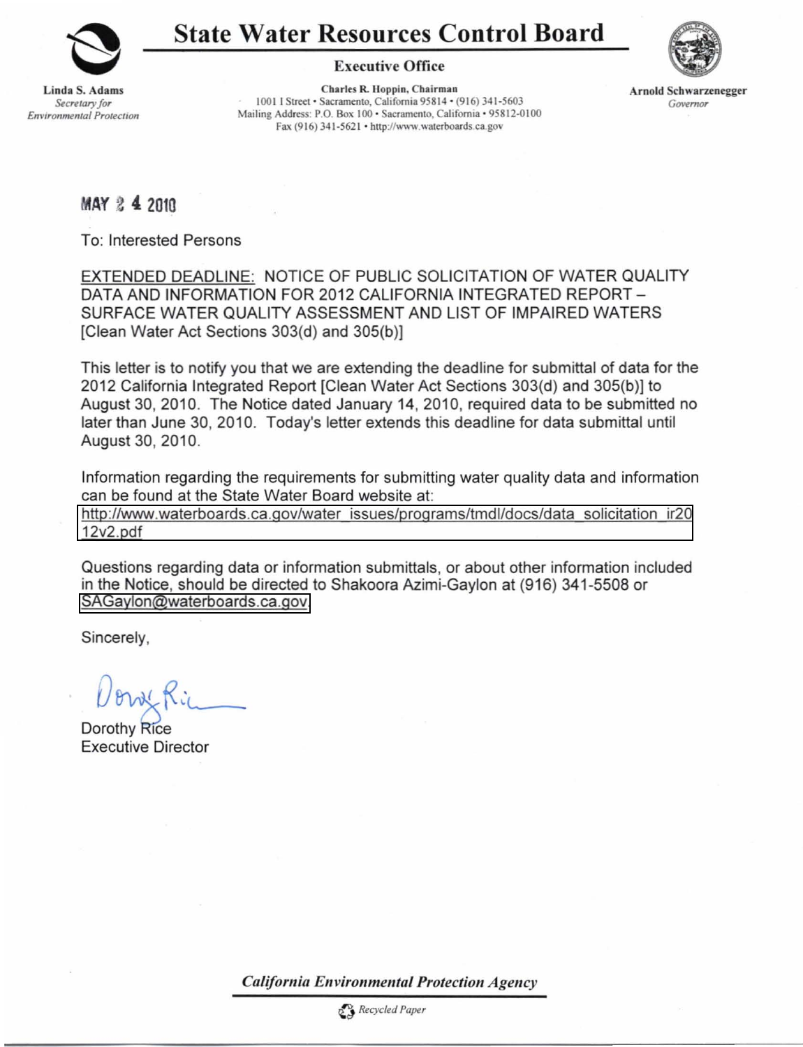# State Water Resources Control Board

**Executive Office**

**Linda S. Adams**
*Secretary for Environmental Protection*

**Charles R. Hoppin, Chairman**
1001 I Street • Sacramento, California 95814 • (916) 341-5603
Mailing Address: P.O. Box 100 • Sacramento, California • 95812-0100
Fax (916) 341-5621 • http://www.waterboards.ca.gov

**Arnold Schwarzenegger**
*Governor*

MAY 24 2010

To: Interested Persons

EXTENDED DEADLINE: NOTICE OF PUBLIC SOLICITATION OF WATER QUALITY DATA AND INFORMATION FOR 2012 CALIFORNIA INTEGRATED REPORT – SURFACE WATER QUALITY ASSESSMENT AND LIST OF IMPAIRED WATERS [Clean Water Act Sections 303(d) and 305(b)]

This letter is to notify you that we are extending the deadline for submittal of data for the 2012 California Integrated Report [Clean Water Act Sections 303(d) and 305(b)] to August 30, 2010. The Notice dated January 14, 2010, required data to be submitted no later than June 30, 2010. Today's letter extends this deadline for data submittal until August 30, 2010.

Information regarding the requirements for submitting water quality data and information can be found at the State Water Board website at:
http://www.waterboards.ca.gov/water_issues/programs/tmdl/docs/data_solicitation_ir2012v2.pdf

Questions regarding data or information submittals, or about other information included in the Notice, should be directed to Shakoora Azimi-Gaylon at (916) 341-5508 or SAGaylon@waterboards.ca.gov

Sincerely,

Dorothy Rice
Executive Director

*California Environmental Protection Agency*

*Recycled Paper*